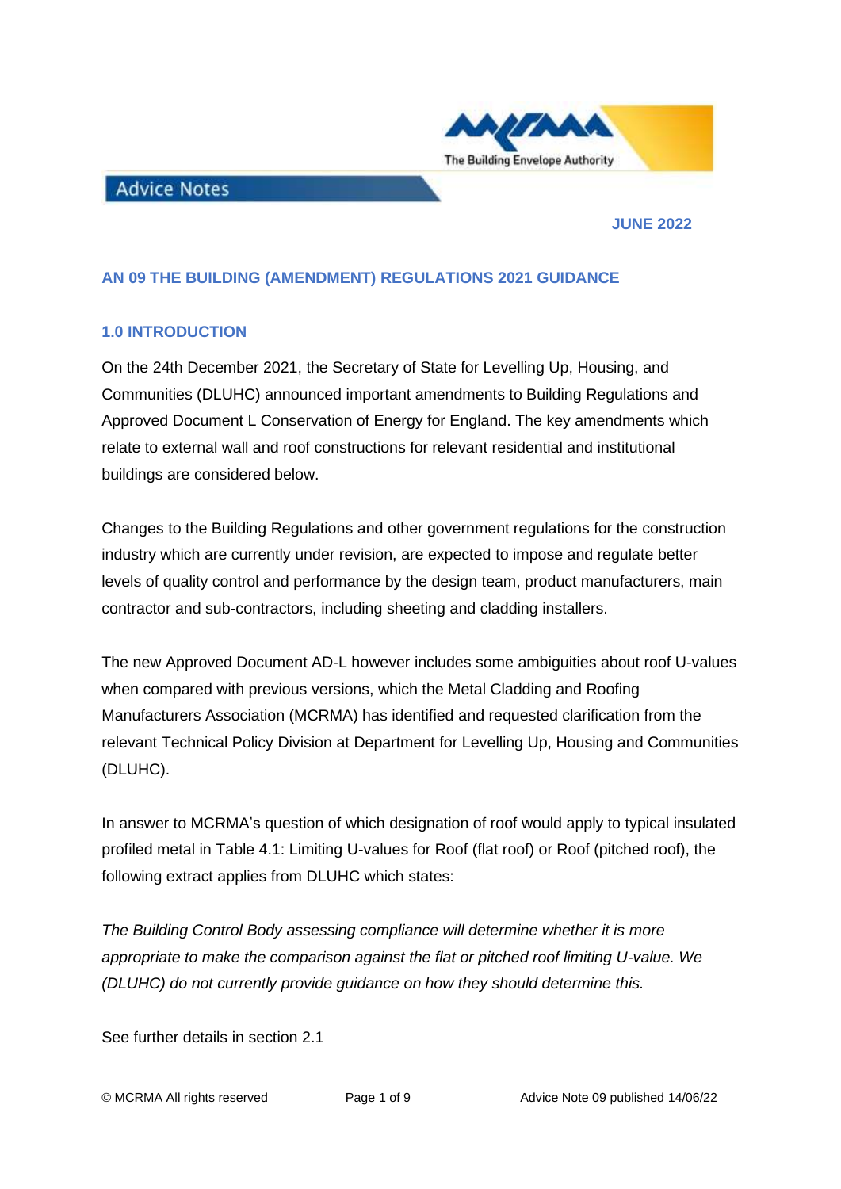Advice Notes

JUNE 2022

# AN 09 THE BUILDING (AMENDMENT) REGULATIONS 2021 GUIDANCE

## 1.0 INTRODUCTION

On the 24th December 2021, the Secretary of State for Levelling Up, Housing, and Communities (DLUHC) announced important amendments to Building Regulations and Approved Document L Conservation of Energy for England. The key amendments which relate to external wall and roof constructions for relevant residential and institutional buildings are considered below.

Changes to the Building Regulations and other government regulations for the construction industry which are currently under revision, are expected to impose and regulate better levels of quality control and performance by the design team, product manufacturers, main contractor and sub-contractors, including sheeting and cladding installers.

The new Approved Document AD-L however includes some ambiguities about roof U-values when compared with previous versions, which the Metal Cladding and Roofing Manufacturers Association (MCRMA) has identified and requested clarification from the relevant Technical Policy Division at Department for Levelling Up, Housing and Communities (DLUHC).

In answer to MCRMA's question of which designation of roof would apply to typical insulated profiled metal in Table 4.1: Limiting U-values for Roof (flat roof) or Roof (pitched roof), the following extract applies from DLUHC which states:

*The Building Control Body assessing compliance will determine whether it is more appropriate to make the comparison against the flat or pitched roof limiting U-value. We (DLUHC) do not currently provide guidance on how they should determine this.*

See further details in section 2.1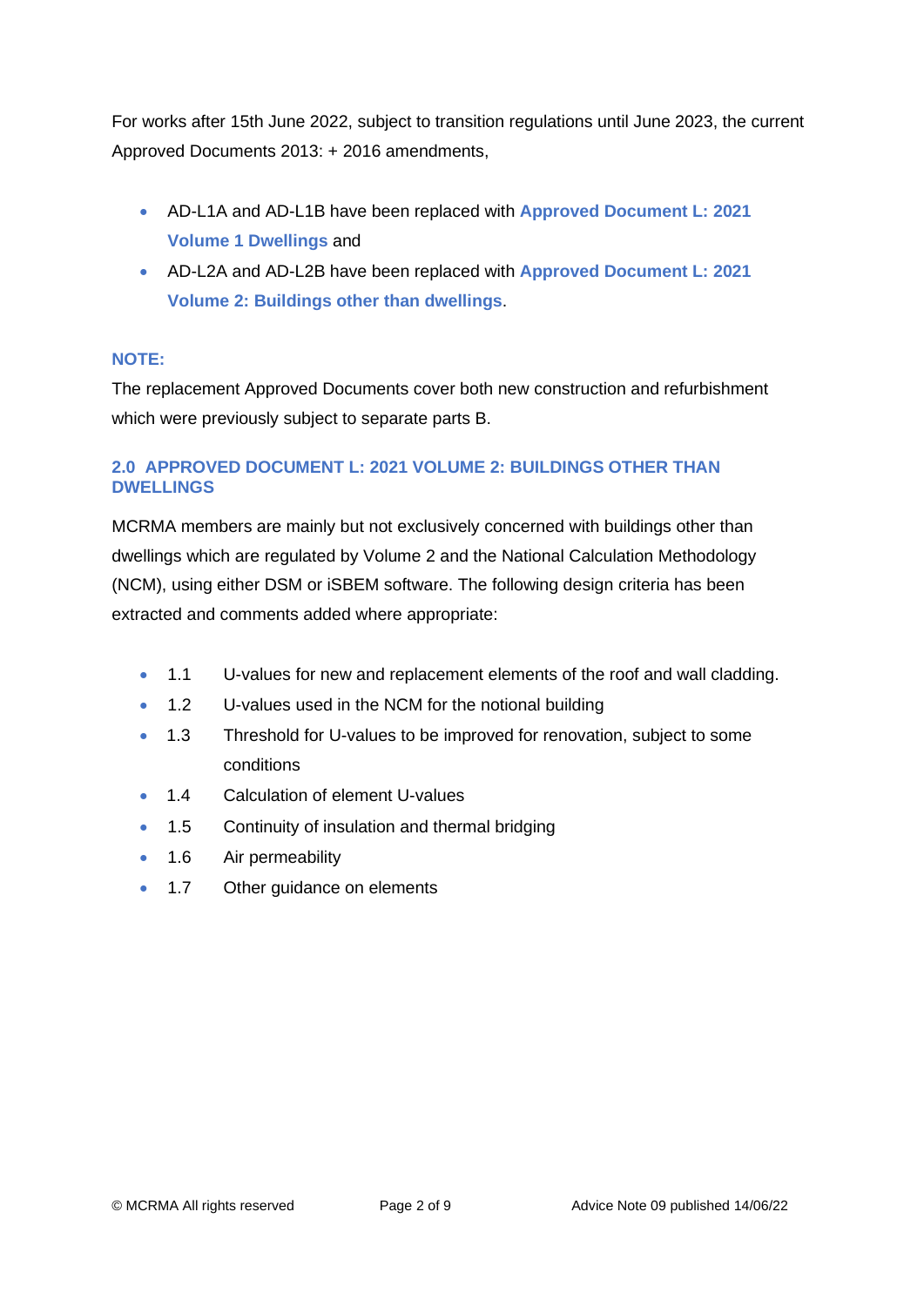For works after 15th June 2022, subject to transition regulations until June 2023, the current Approved Documents 2013: + 2016 amendments,

- AD-L1A and AD-L1B have been replaced with **Approved Document L: 2021 Volume 1 Dwellings** and
- AD-L2A and AD-L2B have been replaced with **Approved Document L: 2021 Volume 2: Buildings other than dwellings**.

**NOTE:**

The replacement Approved Documents cover both new construction and refurbishment which were previously subject to separate parts B.

## 2.0 APPROVED DOCUMENT L: 2021 VOLUME 2: BUILDINGS OTHER THAN DWELLINGS

MCRMA members are mainly but not exclusively concerned with buildings other than dwellings which are regulated by Volume 2 and the National Calculation Methodology (NCM), using either DSM or iSBEM software. The following design criteria has been extracted and comments added where appropriate:

- 1.1 U-values for new and replacement elements of the roof and wall cladding.
- 1.2 U-values used in the NCM for the notional building
- 1.3 Threshold for U-values to be improved for renovation, subject to some conditions
- 1.4 Calculation of element U-values
- 1.5 Continuity of insulation and thermal bridging
- 1.6 Air permeability
- 1.7 Other guidance on elements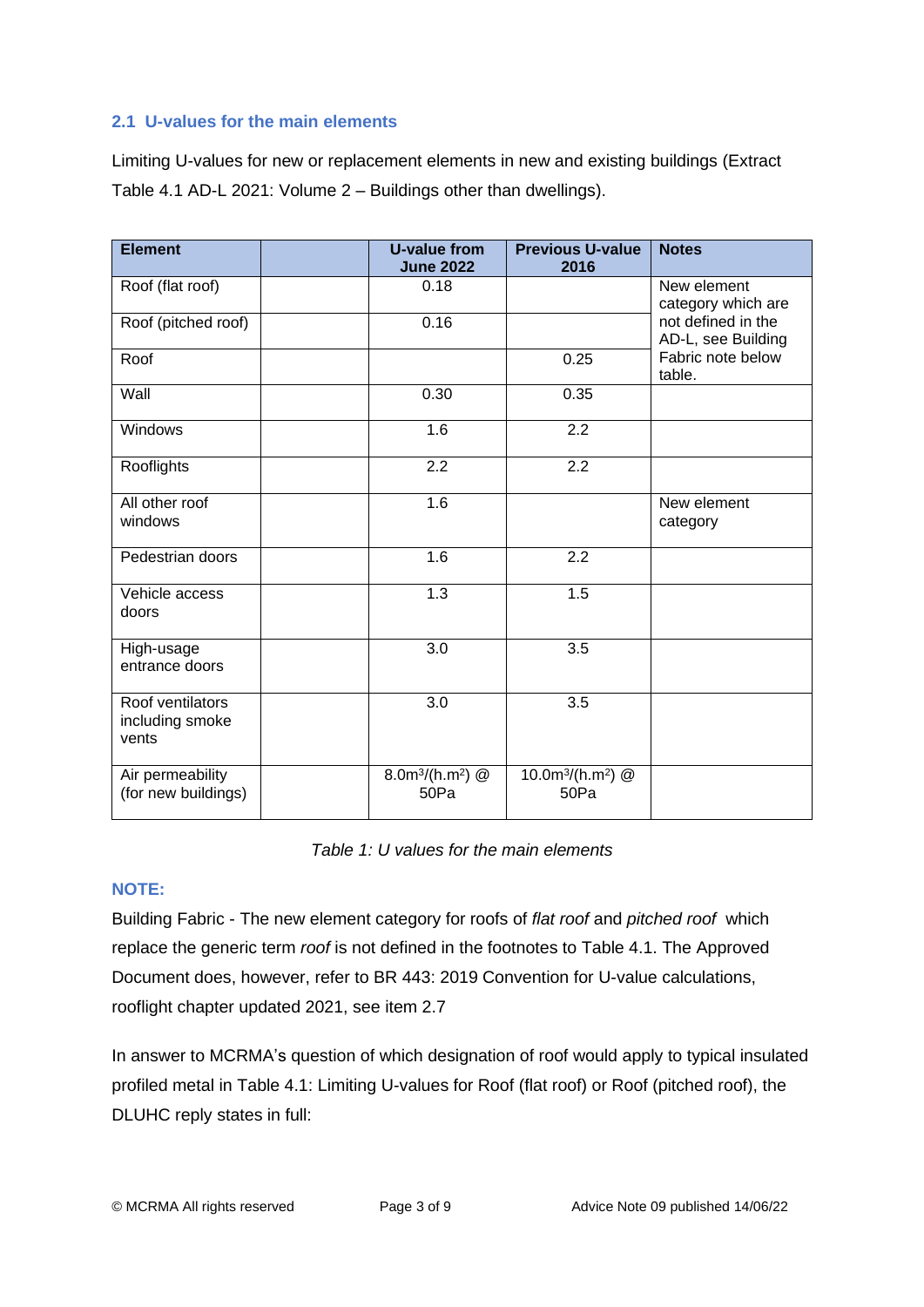### 2.1 U-values for the main elements

Limiting U-values for new or replacement elements in new and existing buildings (Extract Table 4.1 AD-L 2021: Volume 2 – Buildings other than dwellings).

| Element | | U-value from June 2022 | Previous U-value 2016 | Notes |
|---|---|---|---|---|
| Roof (flat roof) | | 0.18 | | New element category which are not defined in the AD-L, see Building Fabric note below table. |
| Roof (pitched roof) | | 0.16 | | |
| Roof | | | 0.25 | |
| Wall | | 0.30 | 0.35 | |
| Windows | | 1.6 | 2.2 | |
| Rooflights | | 2.2 | 2.2 | |
| All other roof windows | | 1.6 | | New element category |
| Pedestrian doors | | 1.6 | 2.2 | |
| Vehicle access doors | | 1.3 | 1.5 | |
| High-usage entrance doors | | 3.0 | 3.5 | |
| Roof ventilators including smoke vents | | 3.0 | 3.5 | |
| Air permeability (for new buildings) | | $8.0m^3/(h.m^2)$ @ 50Pa | $10.0m^3/(h.m^2)$ @ 50Pa | |

*Table 1: U values for the main elements*

#### NOTE:

Building Fabric - The new element category for roofs of *flat roof* and *pitched roof* which replace the generic term *roof* is not defined in the footnotes to Table 4.1. The Approved Document does, however, refer to BR 443: 2019 Convention for U-value calculations, rooflight chapter updated 2021, see item 2.7

In answer to MCRMA's question of which designation of roof would apply to typical insulated profiled metal in Table 4.1: Limiting U-values for Roof (flat roof) or Roof (pitched roof), the DLUHC reply states in full: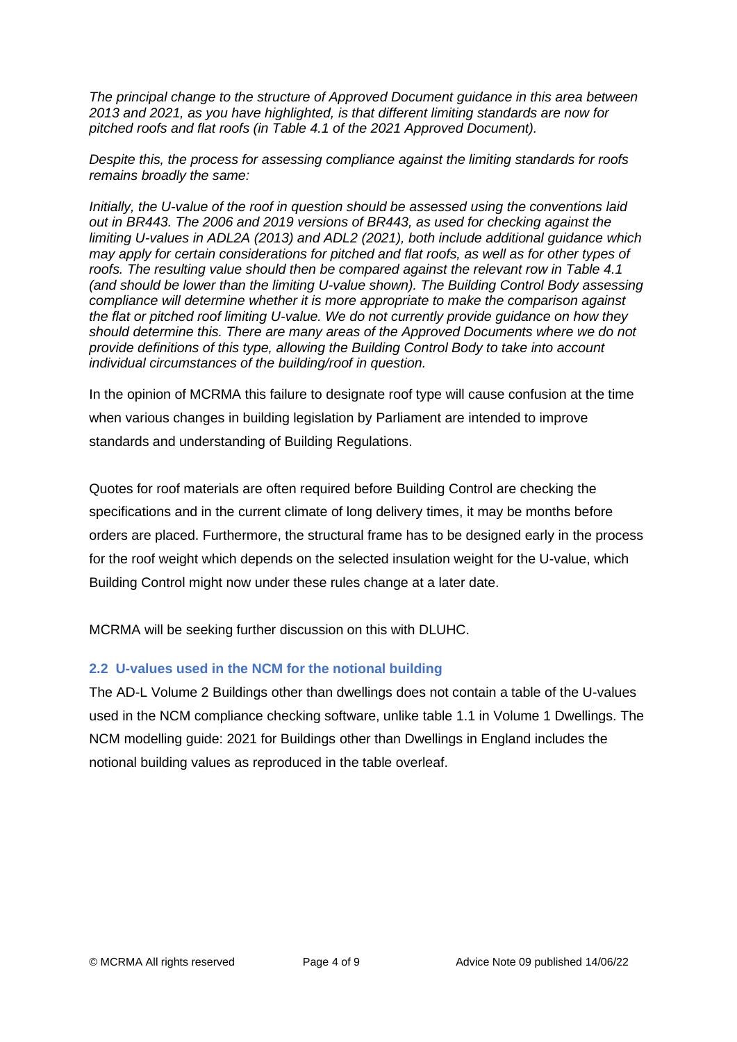*The principal change to the structure of Approved Document guidance in this area between 2013 and 2021, as you have highlighted, is that different limiting standards are now for pitched roofs and flat roofs (in Table 4.1 of the 2021 Approved Document).*

*Despite this, the process for assessing compliance against the limiting standards for roofs remains broadly the same:*

*Initially, the U-value of the roof in question should be assessed using the conventions laid out in BR443. The 2006 and 2019 versions of BR443, as used for checking against the limiting U-values in ADL2A (2013) and ADL2 (2021), both include additional guidance which may apply for certain considerations for pitched and flat roofs, as well as for other types of roofs. The resulting value should then be compared against the relevant row in Table 4.1 (and should be lower than the limiting U-value shown). The Building Control Body assessing compliance will determine whether it is more appropriate to make the comparison against the flat or pitched roof limiting U-value. We do not currently provide guidance on how they should determine this. There are many areas of the Approved Documents where we do not provide definitions of this type, allowing the Building Control Body to take into account individual circumstances of the building/roof in question.*

In the opinion of MCRMA this failure to designate roof type will cause confusion at the time when various changes in building legislation by Parliament are intended to improve standards and understanding of Building Regulations.

Quotes for roof materials are often required before Building Control are checking the specifications and in the current climate of long delivery times, it may be months before orders are placed. Furthermore, the structural frame has to be designed early in the process for the roof weight which depends on the selected insulation weight for the U-value, which Building Control might now under these rules change at a later date.

MCRMA will be seeking further discussion on this with DLUHC.

### 2.2 U-values used in the NCM for the notional building

The AD-L Volume 2 Buildings other than dwellings does not contain a table of the U-values used in the NCM compliance checking software, unlike table 1.1 in Volume 1 Dwellings. The NCM modelling guide: 2021 for Buildings other than Dwellings in England includes the notional building values as reproduced in the table overleaf.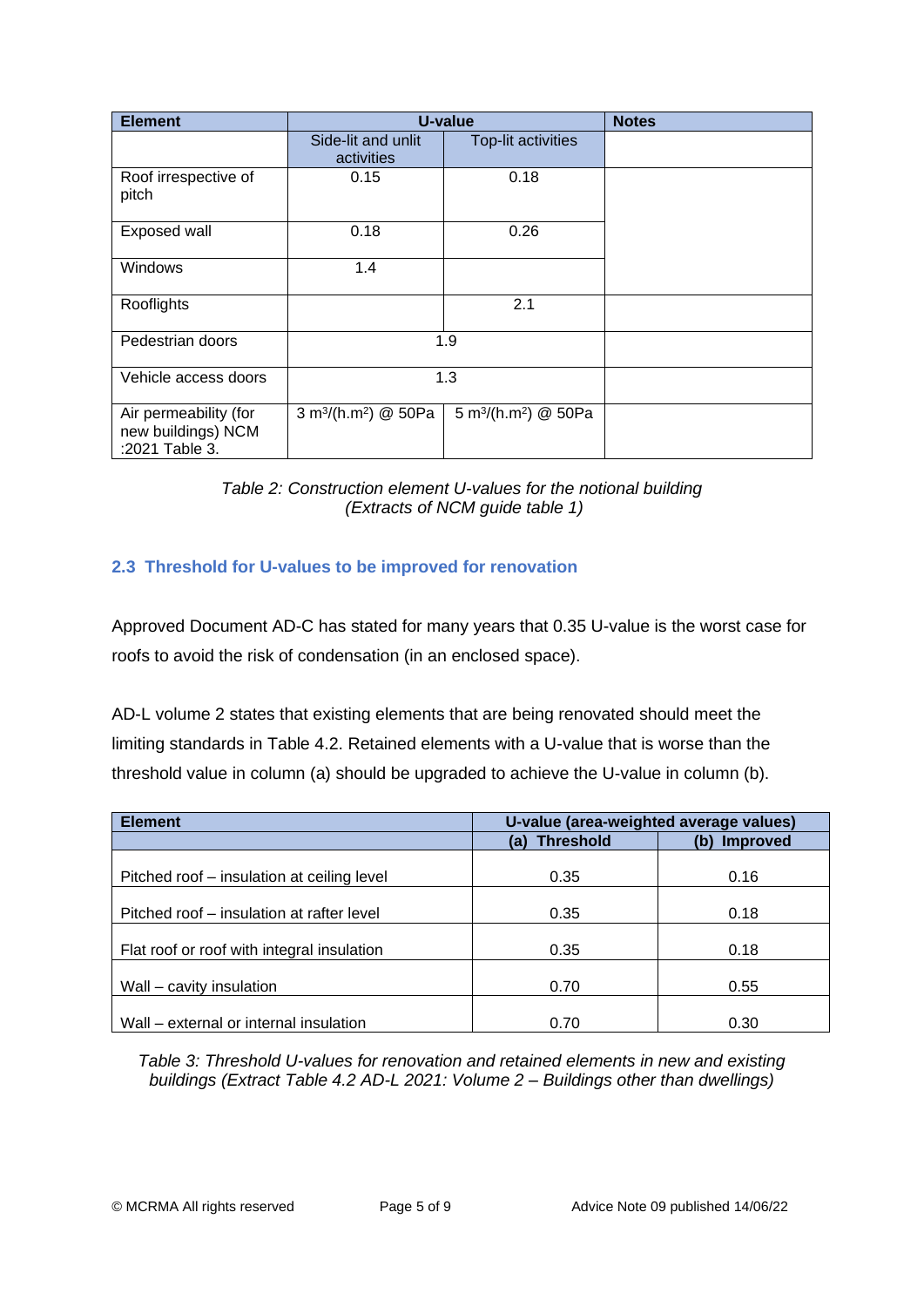| Element | U-value | | Notes |
|---|---|---|---|
| | Side-lit and unlit activities | Top-lit activities | |
| Roof irrespective of pitch | 0.15 | 0.18 | |
| Exposed wall | 0.18 | 0.26 | |
| Windows | 1.4 | | |
| Rooflights | | 2.1 | |
| Pedestrian doors | 1.9 | | |
| Vehicle access doors | 1.3 | | |
| Air permeability (for new buildings) NCM :2021 Table 3. | 3 $m^3/(h.m^2)$ @ 50Pa | 5 $m^3/(h.m^2)$ @ 50Pa | |

*Table 2: Construction element U-values for the notional building (Extracts of NCM guide table 1)*

## 2.3 Threshold for U-values to be improved for renovation

Approved Document AD-C has stated for many years that 0.35 U-value is the worst case for roofs to avoid the risk of condensation (in an enclosed space).

AD-L volume 2 states that existing elements that are being renovated should meet the limiting standards in Table 4.2. Retained elements with a U-value that is worse than the threshold value in column (a) should be upgraded to achieve the U-value in column (b).

| Element | U-value (area-weighted average values) | |
|---|---|---|
| | (a) Threshold | (b) Improved |
| Pitched roof – insulation at ceiling level | 0.35 | 0.16 |
| Pitched roof – insulation at rafter level | 0.35 | 0.18 |
| Flat roof or roof with integral insulation | 0.35 | 0.18 |
| Wall – cavity insulation | 0.70 | 0.55 |
| Wall – external or internal insulation | 0.70 | 0.30 |

*Table 3: Threshold U-values for renovation and retained elements in new and existing buildings (Extract Table 4.2 AD-L 2021: Volume 2 – Buildings other than dwellings)*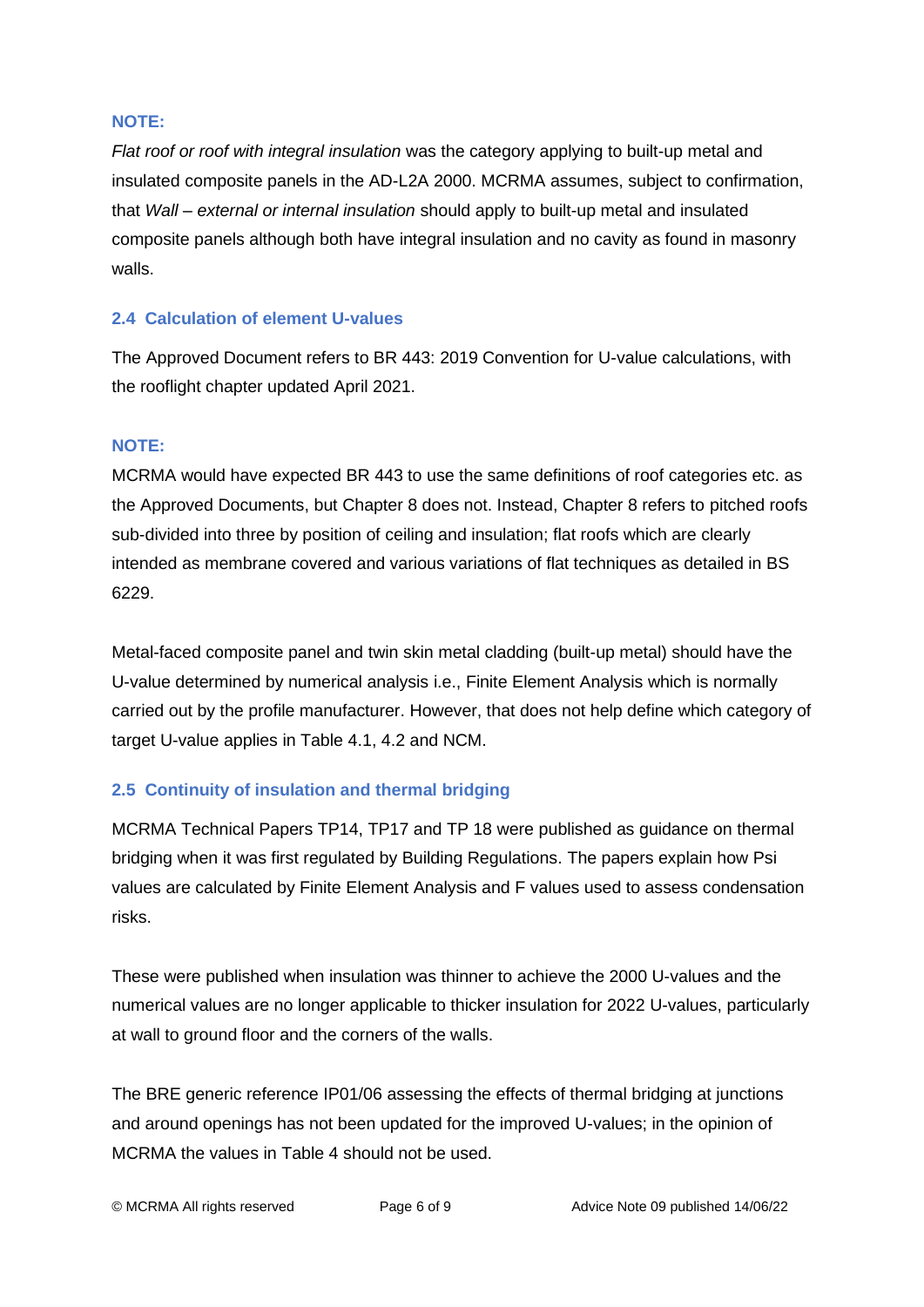**NOTE:**

*Flat roof or roof with integral insulation* was the category applying to built-up metal and insulated composite panels in the AD-L2A 2000. MCRMA assumes, subject to confirmation, that *Wall – external or internal insulation* should apply to built-up metal and insulated composite panels although both have integral insulation and no cavity as found in masonry walls.

### 2.4 Calculation of element U-values

The Approved Document refers to BR 443: 2019 Convention for U-value calculations, with the rooflight chapter updated April 2021.

**NOTE:**

MCRMA would have expected BR 443 to use the same definitions of roof categories etc. as the Approved Documents, but Chapter 8 does not. Instead, Chapter 8 refers to pitched roofs sub-divided into three by position of ceiling and insulation; flat roofs which are clearly intended as membrane covered and various variations of flat techniques as detailed in BS 6229.

Metal-faced composite panel and twin skin metal cladding (built-up metal) should have the U-value determined by numerical analysis i.e., Finite Element Analysis which is normally carried out by the profile manufacturer. However, that does not help define which category of target U-value applies in Table 4.1, 4.2 and NCM.

### 2.5 Continuity of insulation and thermal bridging

MCRMA Technical Papers TP14, TP17 and TP 18 were published as guidance on thermal bridging when it was first regulated by Building Regulations. The papers explain how Psi values are calculated by Finite Element Analysis and F values used to assess condensation risks.

These were published when insulation was thinner to achieve the 2000 U-values and the numerical values are no longer applicable to thicker insulation for 2022 U-values, particularly at wall to ground floor and the corners of the walls.

The BRE generic reference IP01/06 assessing the effects of thermal bridging at junctions and around openings has not been updated for the improved U-values; in the opinion of MCRMA the values in Table 4 should not be used.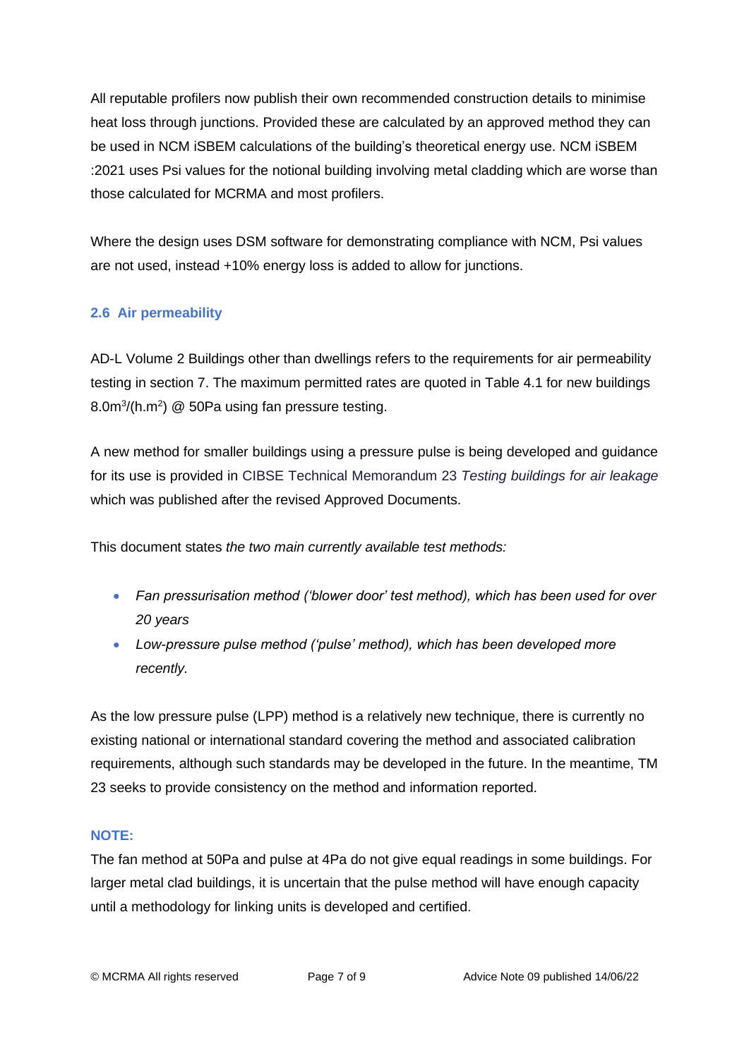All reputable profilers now publish their own recommended construction details to minimise heat loss through junctions. Provided these are calculated by an approved method they can be used in NCM iSBEM calculations of the building's theoretical energy use. NCM iSBEM :2021 uses Psi values for the notional building involving metal cladding which are worse than those calculated for MCRMA and most profilers.

Where the design uses DSM software for demonstrating compliance with NCM, Psi values are not used, instead +10% energy loss is added to allow for junctions.

### 2.6 Air permeability

AD-L Volume 2 Buildings other than dwellings refers to the requirements for air permeability testing in section 7. The maximum permitted rates are quoted in Table 4.1 for new buildings $8.0m^3/(h.m^2)$ @ 50Pa using fan pressure testing.

A new method for smaller buildings using a pressure pulse is being developed and guidance for its use is provided in CIBSE Technical Memorandum 23 *Testing buildings for air leakage* which was published after the revised Approved Documents.

This document states *the two main currently available test methods:*

- *Fan pressurisation method ('blower door' test method), which has been used for over 20 years*
- *Low-pressure pulse method ('pulse' method), which has been developed more recently.*

As the low pressure pulse (LPP) method is a relatively new technique, there is currently no existing national or international standard covering the method and associated calibration requirements, although such standards may be developed in the future. In the meantime, TM 23 seeks to provide consistency on the method and information reported.

**NOTE:**

The fan method at 50Pa and pulse at 4Pa do not give equal readings in some buildings. For larger metal clad buildings, it is uncertain that the pulse method will have enough capacity until a methodology for linking units is developed and certified.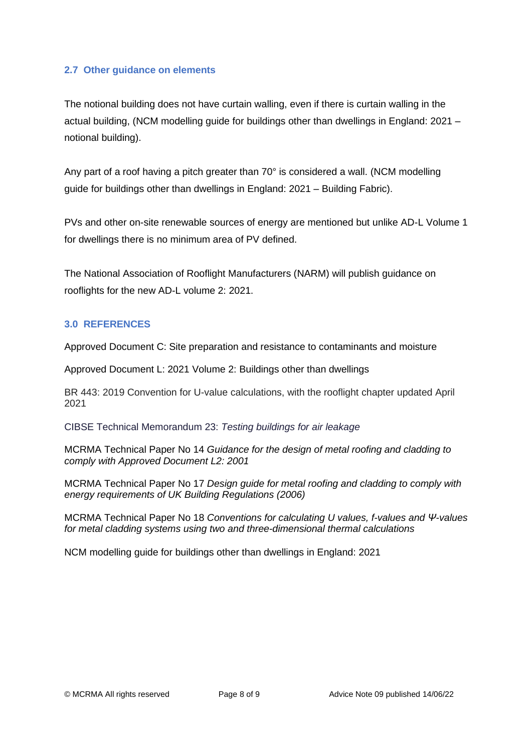## 2.7 Other guidance on elements

The notional building does not have curtain walling, even if there is curtain walling in the actual building, (NCM modelling guide for buildings other than dwellings in England: 2021 – notional building).

Any part of a roof having a pitch greater than 70° is considered a wall. (NCM modelling guide for buildings other than dwellings in England: 2021 – Building Fabric).

PVs and other on-site renewable sources of energy are mentioned but unlike AD-L Volume 1 for dwellings there is no minimum area of PV defined.

The National Association of Rooflight Manufacturers (NARM) will publish guidance on rooflights for the new AD-L volume 2: 2021.

## 3.0 REFERENCES

Approved Document C: Site preparation and resistance to contaminants and moisture

Approved Document L: 2021 Volume 2: Buildings other than dwellings

BR 443: 2019 Convention for U-value calculations, with the rooflight chapter updated April 2021

CIBSE Technical Memorandum 23: *Testing buildings for air leakage*

MCRMA Technical Paper No 14 *Guidance for the design of metal roofing and cladding to comply with Approved Document L2: 2001*

MCRMA Technical Paper No 17 *Design guide for metal roofing and cladding to comply with energy requirements of UK Building Regulations (2006)*

MCRMA Technical Paper No 18 *Conventions for calculating U values, f-values and Ψ-values for metal cladding systems using two and three-dimensional thermal calculations*

NCM modelling guide for buildings other than dwellings in England: 2021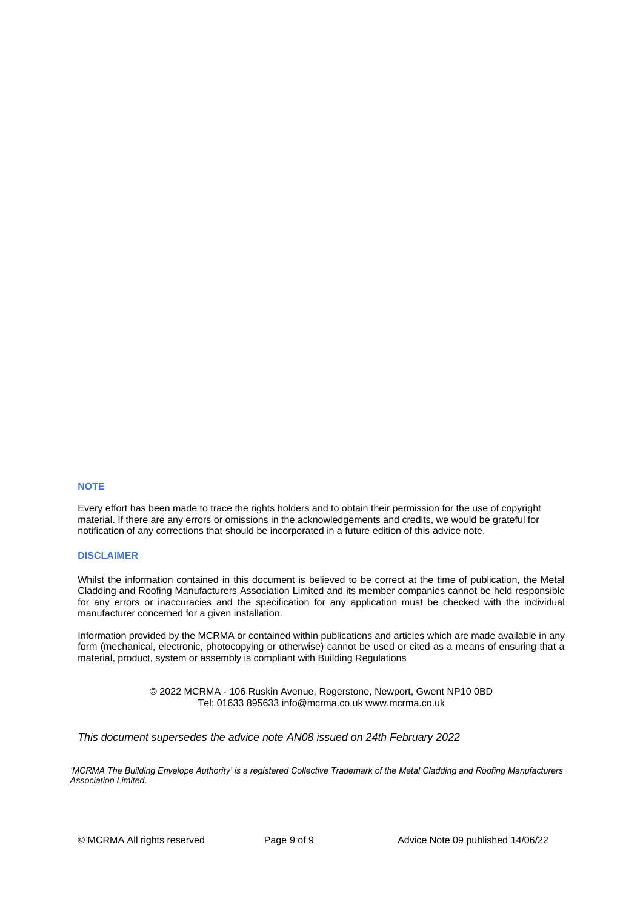## NOTE

Every effort has been made to trace the rights holders and to obtain their permission for the use of copyright material. If there are any errors or omissions in the acknowledgements and credits, we would be grateful for notification of any corrections that should be incorporated in a future edition of this advice note.

## DISCLAIMER

Whilst the information contained in this document is believed to be correct at the time of publication, the Metal Cladding and Roofing Manufacturers Association Limited and its member companies cannot be held responsible for any errors or inaccuracies and the specification for any application must be checked with the individual manufacturer concerned for a given installation.

Information provided by the MCRMA or contained within publications and articles which are made available in any form (mechanical, electronic, photocopying or otherwise) cannot be used or cited as a means of ensuring that a material, product, system or assembly is compliant with Building Regulations

© 2022 MCRMA - 106 Ruskin Avenue, Rogerstone, Newport, Gwent NP10 0BD
Tel: 01633 895633 info@mcrma.co.uk www.mcrma.co.uk

*This document supersedes the advice note AN08 issued on 24th February 2022*

*'MCRMA The Building Envelope Authority' is a registered Collective Trademark of the Metal Cladding and Roofing Manufacturers Association Limited.*